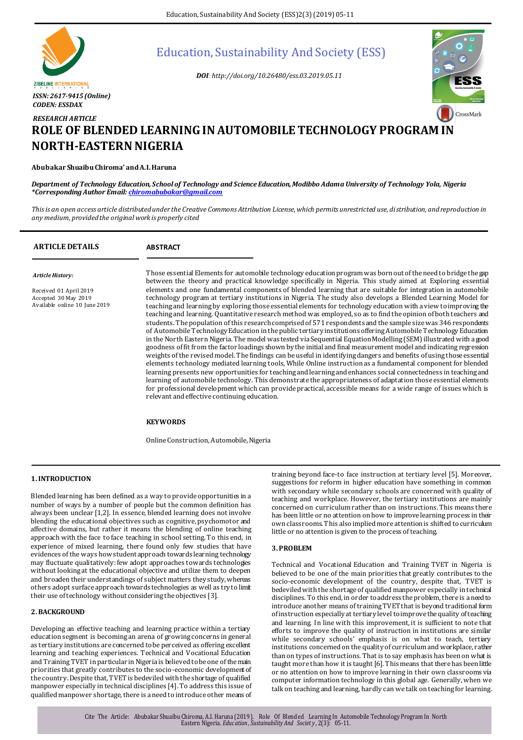*ISSN: 2617-9415 (Online)*
*CODEN: ESSDAX*

# Education, Sustainability And Society (ESS)

*DOI: http://doi.org/10.26480/ess.03.2019.05.11*

*RESEARCH ARTICLE*

# ROLE OF BLENDED LEARNING IN AUTOMOBILE TECHNOLOGY PROGRAM IN NORTH-EASTERN NIGERIA

**Abubakar Shuaibu Chiroma\* and A.I. Haruna**

*Department of Technology Education, School of Technology and Science Education, Modibbo Adama University of Technology Yola, Nigeria*
*\*Corresponding Author Email: chiromabubakar@gmail.com*

*This is an open access article distributed under the Creative Commons Attribution License, which permits unrestricted use, distribution, and reproduction in any medium, provided the original work is properly cited*

**ARTICLE DETAILS**

*Article History:*

Received 01 April 2019
Accepted 30 May 2019
Available online 10 June 2019

**ABSTRACT**

Those essential Elements for automobile technology education program was born out of the need to bridge the gap between the theory and practical knowledge specifically in Nigeria. This study aimed at Exploring essential elements and one fundamental components of blended learning that are suitable for integration in automobile technology program at tertiary institutions in Nigeria. The study also develops a Blended Learning Model for teaching and learning by exploring those essential elements for technology education with a view to improving the teaching and learning. Quantitative research method was employed, so as to find the opinion of both teachers and students. The population of this research comprised of 571 respondents and the sample size was 346 respondents of Automobile Technology Education in the public tertiary institutions offering Automobile Technology Education in the North Eastern Nigeria. The model was tested via Sequential Equation Modelling (SEM) illustrated with a good goodness of fit from the factor loadings shown by the initial and final measurement model and indicating regression weights of the revised model. The findings can be useful in identifying dangers and benefits of using those essential elements technology mediated learning tools, While Online instruction as a fundamental component for blended learning presents new opportunities for teaching and learning and enhances social connectedness in teaching and learning of automobile technology. This demonstrate the appropriateness of adaptation those essential elements for professional development which can provide practical, accessible means for a wide range of issues which is relevant and effective continuing education.

**KEYWORDS**

Online Construction, Automobile, Nigeria

## 1. INTRODUCTION

Blended learning has been defined as a way to provide opportunities in a number of ways by a number of people but the common definition has always been unclear [1,2]. In essence, blended learning does not involve blending the educational objectives such as cognitive, psychomotor and affective domains, but rather it means the blending of online teaching approach with the face to face teaching in school setting. To this end, in experience of mixed learning, there found only few studies that have evidences of the ways how student approach towards learning technology may fluctuate qualitatively: few adopt approaches towards technologies without looking at the educational objective and utilize them to deepen and broaden their understandings of subject matters they study, whereas others adopt surface approach towards technologies as well as try to limit their use of technology without considering the objectives [3].

## 2. BACKGROUND

Developing an effective teaching and learning practice within a tertiary education segment is becoming an arena of growing concerns in general as tertiary institutions are concerned to be perceived as offering excellent learning and teaching experiences. Technical and Vocational Education and Training TVET in particular in Nigeria is believed to be one of the main priorities that greatly contributes to the socio-economic development of the country. Despite that, TVET is bedeviled with the shortage of qualified manpower especially in technical disciplines [4]. To address this issue of qualified manpower shortage, there is a need to introduce other means of training beyond face-to face instruction at tertiary level [5]. Moreover, suggestions for reform in higher education have something in common with secondary while secondary schools are concerned with quality of teaching and workplace. However, the tertiary institutions are mainly concerned on curriculum rather than on instructions. This means there has been little or no attention on how to improve learning process in their own classrooms. This also implied more attention is shifted to curriculum little or no attention is given to the process of teaching.

## 3. PROBLEM

Technical and Vocational Education and Training TVET in Nigeria is believed to be one of the main priorities that greatly contributes to the socio-economic development of the country, despite that, TVET is bedeviled with the shortage of qualified manpower especially in technical disciplines. To this end, in order to address the problem, there is a need to introduce another means of training TVET that is beyond traditional form of instruction especially at tertiary level to improve the quality of teaching and learning. In line with this improvement, it is sufficient to note that efforts to improve the quality of instruction in institutions are similar while secondary schools' emphasis is on what to teach, tertiary institutions concerned on the quality of curriculum and workplace, rather than on types of instructions. That is to say emphasis has been on what is taught more than how it is taught [6]. This means that there has been little or no attention on how to improve learning in their own classrooms via computer information technology in this global age. Generally, when we talk on teaching and learning, hardly can we talk on teaching for learning.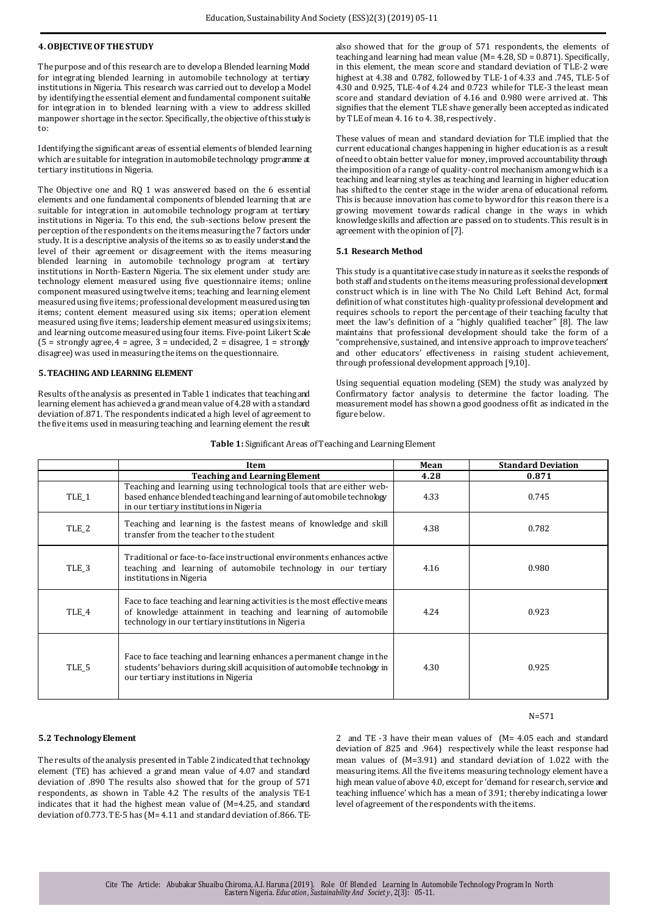## 4. OBJECTIVE OF THE STUDY

The purpose and of this research are to develop a Blended learning Model for integrating blended learning in automobile technology at tertiary institutions in Nigeria. This research was carried out to develop a Model by identifying the essential element and fundamental component suitable for integration in to blended learning with a view to address skilled manpower shortage in the sector. Specifically, the objective of this study is to:

Identifying the significant areas of essential elements of blended learning which are suitable for integration in automobile technology programme at tertiary institutions in Nigeria.

The Objective one and RQ 1 was answered based on the 6 essential elements and one fundamental components of blended learning that are suitable for integration in automobile technology program at tertiary institutions in Nigeria. To this end, the sub-sections below present the perception of the respondents on the items measuring the 7 factors under study. It is a descriptive analysis of the items so as to easily understand the level of their agreement or disagreement with the items measuring blended learning in automobile technology program at tertiary institutions in North-Eastern Nigeria. The six element under study are: technology element measured using five questionnaire items; online component measured using twelve items; teaching and learning element measured using five items; professional development measured using ten items; content element measured using six items; operation element measured using five items; leadership element measured using six items; and learning outcome measured using four items. Five-point Likert Scale (5 = strongly agree, 4 = agree, 3 = undecided, 2 = disagree, 1 = strongly disagree) was used in measuring the items on the questionnaire.

## 5. TEACHING AND LEARNING ELEMENT

Results of the analysis as presented in Table 1 indicates that teaching and learning element has achieved a grand mean value of 4.28 with a standard deviation of .871. The respondents indicated a high level of agreement to the five items used in measuring teaching and learning element the result also showed that for the group of 571 respondents, the elements of teaching and learning had mean value (M= 4.28, SD = 0.871). Specifically, in this element, the mean score and standard deviation of TLE-2 were highest at 4.38 and 0.782, followed by TLE-1 of 4.33 and .745, TLE-5 of 4.30 and 0.925, TLE-4 of 4.24 and 0.723 while for TLE-3 the least mean score and standard deviation of 4.16 and 0.980 were arrived at. This signifies that the element TLE shave generally been accepted as indicated by TLE of mean 4. 16 to 4. 38, respectively.

These values of mean and standard deviation for TLE implied that the current educational changes happening in higher education is as a result of need to obtain better value for money, improved accountability through the imposition of a range of quality-control mechanism among which is a teaching and learning styles as teaching and learning in higher education has shifted to the center stage in the wider arena of educational reform. This is because innovation has come to byword for this reason there is a growing movement towards radical change in the ways in which knowledge skills and affection are passed on to students. This result is in agreement with the opinion of [7].

### 5.1 Research Method

This study is a quantitative case study in nature as it seeks the responds of both staff and students on the items measuring professional development construct which is in line with The No Child Left Behind Act, formal definition of what constitutes high-quality professional development and requires schools to report the percentage of their teaching faculty that meet the law's definition of a "highly qualified teacher" [8]. The law maintains that professional development should take the form of a "comprehensive, sustained, and intensive approach to improve teachers' and other educators' effectiveness in raising student achievement, through professional development approach [9,10].

Using sequential equation modeling (SEM) the study was analyzed by Confirmatory factor analysis to determine the factor loading. The measurement model has shown a good goodness of fit as indicated in the figure below.

**Table 1:** Significant Areas of Teaching and Learning Element

| | Item | Mean | Standard Deviation |
|---|---|---|---|
| | **Teaching and Learning Element** | **4.28** | **0.871** |
| TLE_1 | Teaching and learning using technological tools that are either web-based enhance blended teaching and learning of automobile technology in our tertiary institutions in Nigeria | 4.33 | 0.745 |
| TLE_2 | Teaching and learning is the fastest means of knowledge and skill transfer from the teacher to the student | 4.38 | 0.782 |
| TLE_3 | Traditional or face-to-face instructional environments enhances active teaching and learning of automobile technology in our tertiary institutions in Nigeria | 4.16 | 0.980 |
| TLE_4 | Face to face teaching and learning activities is the most effective means of knowledge attainment in teaching and learning of automobile technology in our tertiary institutions in Nigeria | 4.24 | 0.923 |
| TLE_5 | Face to face teaching and learning enhances a permanent change in the students' behaviors during skill acquisition of automobile technology in our tertiary institutions in Nigeria | 4.30 | 0.925 |

N=571

### 5.2 Technology Element

The results of the analysis presented in Table 2 indicated that technology element (TE) has achieved a grand mean value of 4.07 and standard deviation of .890 The results also showed that for the group of 571 respondents, as shown in Table 4.2 The results of the analysis TE-1 indicates that it had the highest mean value of (M=4.25, and standard deviation of 0.773. TE-5 has (M= 4.11 and standard deviation of .866. TE-2 and TE -3 have their mean values of (M= 4.05 each and standard deviation of .825 and .964) respectively while the least response had mean values of (M=3.91) and standard deviation of 1.022 with the measuring items. All the five items measuring technology element have a high mean value of above 4.0, except for 'demand for research, service and teaching influence' which has a mean of 3.91; thereby indicating a lower level of agreement of the respondents with the items.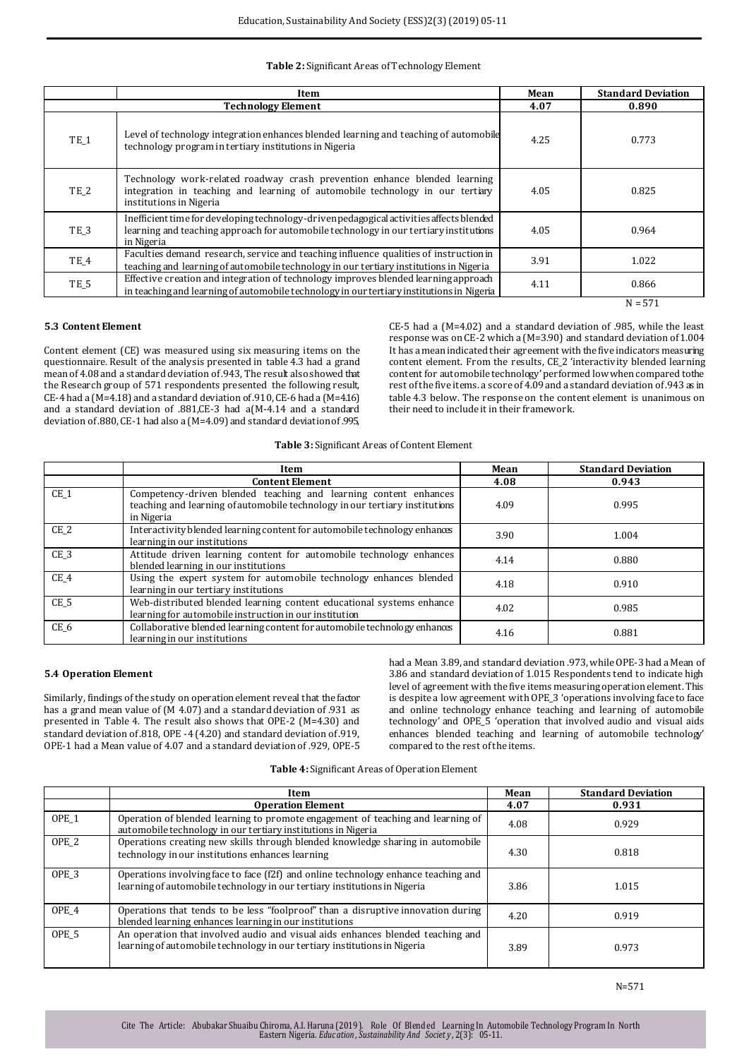**Table 2:** Significant Areas of Technology Element

| | Item | Mean | Standard Deviation |
|---|---|---|---|
| | **Technology Element** | **4.07** | **0.890** |
| TE_1 | Level of technology integration enhances blended learning and teaching of automobile technology program in tertiary institutions in Nigeria | 4.25 | 0.773 |
| TE_2 | Technology work-related roadway crash prevention enhance blended learning integration in teaching and learning of automobile technology in our tertiary institutions in Nigeria | 4.05 | 0.825 |
| TE_3 | Inefficient time for developing technology-driven pedagogical activities affects blended learning and teaching approach for automobile technology in our tertiary institutions in Nigeria | 4.05 | 0.964 |
| TE_4 | Faculties demand research, service and teaching influence qualities of instruction in teaching and learning of automobile technology in our tertiary institutions in Nigeria | 3.91 | 1.022 |
| TE_5 | Effective creation and integration of technology improves blended learning approach in teaching and learning of automobile technology in our tertiary institutions in Nigeria | 4.11 | 0.866 |

N = 571

### 5.3 Content Element

Content element (CE) was measured using six measuring items on the questionnaire. Result of the analysis presented in table 4.3 had a grand mean of 4.08 and a standard deviation of .943, The result also showed that the Research group of 571 respondents presented the following result, CE-4 had a (M=4.18) and a standard deviation of .910, CE-6 had a (M=4.16) and a standard deviation of .881,CE-3 had a(M-4.14 and a standard deviation of .880, CE-1 had also a (M=4.09) and standard deviation of .995, CE-5 had a (M=4.02) and a standard deviation of .985, while the least response was on CE-2 which a (M=3.90) and standard deviation of 1.004 It has a mean indicated their agreement with the five indicators measuring content element. From the results, CE_2 'interactivity blended learning content for automobile technology' performed low when compared to the rest of the five items. a score of 4.09 and a standard deviation of .943 as in table 4.3 below. The response on the content element is unanimous on their need to include it in their framework.

**Table 3:** Significant Areas of Content Element

| | Item | Mean | Standard Deviation |
|---|---|---|---|
| | **Content Element** | **4.08** | **0.943** |
| CE_1 | Competency-driven blended teaching and learning content enhances teaching and learning of automobile technology in our tertiary institutions in Nigeria | 4.09 | 0.995 |
| CE_2 | Interactivity blended learning content for automobile technology enhances learning in our institutions | 3.90 | 1.004 |
| CE_3 | Attitude driven learning content for automobile technology enhances blended learning in our institutions | 4.14 | 0.880 |
| CE_4 | Using the expert system for automobile technology enhances blended learning in our tertiary institutions | 4.18 | 0.910 |
| CE_5 | Web-distributed blended learning content educational systems enhance learning for automobile instruction in our institution | 4.02 | 0.985 |
| CE_6 | Collaborative blended learning content for automobile technology enhances learning in our institutions | 4.16 | 0.881 |

### 5.4 Operation Element

Similarly, findings of the study on operation element reveal that the factor has a grand mean value of (M 4.07) and a standard deviation of .931 as presented in Table 4. The result also shows that OPE-2 (M=4.30) and standard deviation of.818, OPE -4 (4.20) and standard deviation of.919, OPE-1 had a Mean value of 4.07 and a standard deviation of .929, OPE-5 had a Mean 3.89, and standard deviation .973, while OPE-3 had a Mean of 3.86 and standard deviation of 1.015 Respondents tend to indicate high level of agreement with the five items measuring operation element. This is despite a low agreement with OPE_3 'operations involving face to face and online technology enhance teaching and learning of automobile technology' and OPE_5 'operation that involved audio and visual aids enhances blended teaching and learning of automobile technology' compared to the rest of the items.

**Table 4:** Significant Areas of Operation Element

| | Item | Mean | Standard Deviation |
|---|---|---|---|
| | **Operation Element** | **4.07** | **0.931** |
| OPE_1 | Operation of blended learning to promote engagement of teaching and learning of automobile technology in our tertiary institutions in Nigeria | 4.08 | 0.929 |
| OPE_2 | Operations creating new skills through blended knowledge sharing in automobile technology in our institutions enhances learning | 4.30 | 0.818 |
| OPE_3 | Operations involving face to face (f2f) and online technology enhance teaching and learning of automobile technology in our tertiary institutions in Nigeria | 3.86 | 1.015 |
| OPE_4 | Operations that tends to be less "foolproof" than a disruptive innovation during blended learning enhances learning in our institutions | 4.20 | 0.919 |
| OPE_5 | An operation that involved audio and visual aids enhances blended teaching and learning of automobile technology in our tertiary institutions in Nigeria | 3.89 | 0.973 |

N=571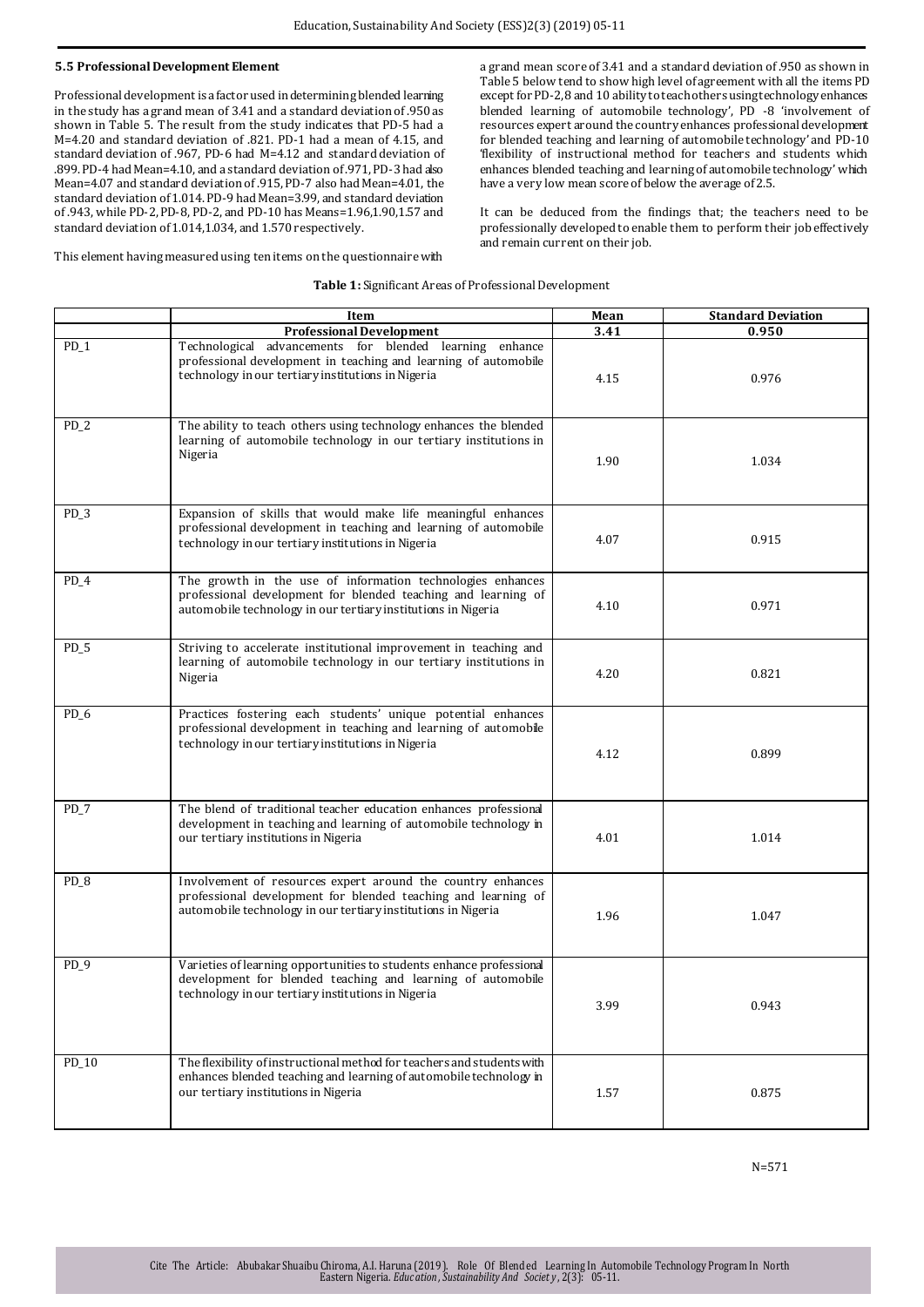### 5.5 Professional Development Element

Professional development is a factor used in determining blended learning in the study has a grand mean of 3.41 and a standard deviation of .950 as shown in Table 5. The result from the study indicates that PD-5 had a M=4.20 and standard deviation of .821. PD-1 had a mean of 4.15, and standard deviation of .967, PD-6 had M=4.12 and standard deviation of .899. PD-4 had Mean=4.10, and a standard deviation of .971, PD-3 had also Mean=4.07 and standard deviation of .915, PD-7 also had Mean=4.01, the standard deviation of 1.014. PD-9 had Mean=3.99, and standard deviation of .943, while PD-2, PD-8, PD-2, and PD-10 has Means=1.96,1.90,1.57 and standard deviation of 1.014,1.034, and 1.570 respectively.

This element having measured using ten items on the questionnaire with a grand mean score of 3.41 and a standard deviation of .950 as shown in Table 5 below tend to show high level of agreement with all the items PD except for PD-2,8 and 10 ability to teach others using technology enhances blended learning of automobile technology', PD -8 'involvement of resources expert around the country enhances professional development for blended teaching and learning of automobile technology' and PD-10 'flexibility of instructional method for teachers and students which enhances blended teaching and learning of automobile technology' which have a very low mean score of below the average of 2.5.

It can be deduced from the findings that; the teachers need to be professionally developed to enable them to perform their job effectively and remain current on their job.

**Table 1:** Significant Areas of Professional Development

| | Item | Mean | Standard Deviation |
|---|---|---|---|
| | **Professional Development** | **3.41** | **0.950** |
| PD_1 | Technological advancements for blended learning enhance professional development in teaching and learning of automobile technology in our tertiary institutions in Nigeria | 4.15 | 0.976 |
| PD_2 | The ability to teach others using technology enhances the blended learning of automobile technology in our tertiary institutions in Nigeria | 1.90 | 1.034 |
| PD_3 | Expansion of skills that would make life meaningful enhances professional development in teaching and learning of automobile technology in our tertiary institutions in Nigeria | 4.07 | 0.915 |
| PD_4 | The growth in the use of information technologies enhances professional development for blended teaching and learning of automobile technology in our tertiary institutions in Nigeria | 4.10 | 0.971 |
| PD_5 | Striving to accelerate institutional improvement in teaching and learning of automobile technology in our tertiary institutions in Nigeria | 4.20 | 0.821 |
| PD_6 | Practices fostering each students' unique potential enhances professional development in teaching and learning of automobile technology in our tertiary institutions in Nigeria | 4.12 | 0.899 |
| PD_7 | The blend of traditional teacher education enhances professional development in teaching and learning of automobile technology in our tertiary institutions in Nigeria | 4.01 | 1.014 |
| PD_8 | Involvement of resources expert around the country enhances professional development for blended teaching and learning of automobile technology in our tertiary institutions in Nigeria | 1.96 | 1.047 |
| PD_9 | Varieties of learning opportunities to students enhance professional development for blended teaching and learning of automobile technology in our tertiary institutions in Nigeria | 3.99 | 0.943 |
| PD_10 | The flexibility of instructional method for teachers and students with enhances blended teaching and learning of automobile technology in our tertiary institutions in Nigeria | 1.57 | 0.875 |

N=571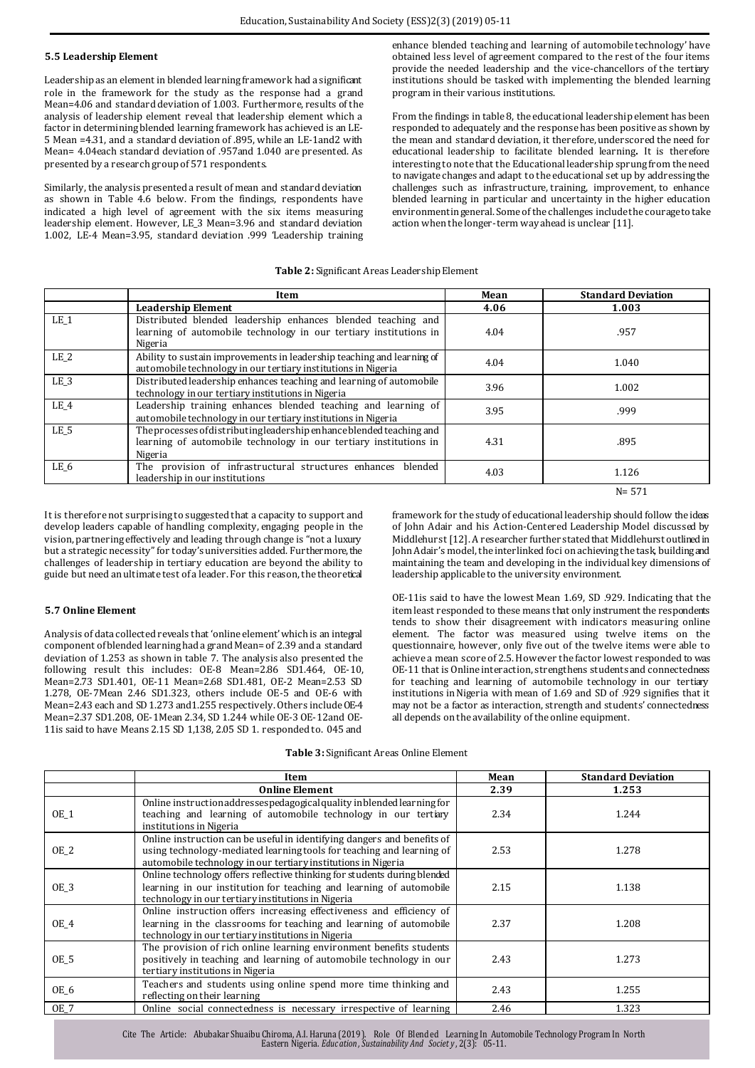### 5.5 Leadership Element

Leadership as an element in blended learning framework had a significant role in the framework for the study as the response had a grand Mean=4.06 and standard deviation of 1.003. Furthermore, results of the analysis of leadership element reveal that leadership element which a factor in determining blended learning framework has achieved is an LE-5 Mean =4.31, and a standard deviation of .895, while an LE-1and2 with Mean= 4.04each standard deviation of .957and 1.040 are presented. As presented by a research group of 571 respondents.

Similarly, the analysis presented a result of mean and standard deviation as shown in Table 4.6 below. From the findings, respondents have indicated a high level of agreement with the six items measuring leadership element. However, LE_3 Mean=3.96 and standard deviation 1.002, LE-4 Mean=3.95, standard deviation .999 'Leadership training enhance blended teaching and learning of automobile technology' have obtained less level of agreement compared to the rest of the four items provide the needed leadership and the vice-chancellors of the tertiary institutions should be tasked with implementing the blended learning program in their various institutions.

From the findings in table 8, the educational leadership element has been responded to adequately and the response has been positive as shown by the mean and standard deviation, it therefore, underscored the need for educational leadership to facilitate blended learning**.** It is therefore interesting to note that the Educational leadership sprung from the need to navigate changes and adapt to the educational set up by addressing the challenges such as infrastructure, training, improvement, to enhance blended learning in particular and uncertainty in the higher education environment in general. Some of the challenges include the courage to take action when the longer-term way ahead is unclear [11].

**Table 2:** Significant Areas Leadership Element

| | Item | Mean | Standard Deviation |
|---|---|---|---|
| | **Leadership Element** | **4.06** | **1.003** |
| LE_1 | Distributed blended leadership enhances blended teaching and learning of automobile technology in our tertiary institutions in Nigeria | 4.04 | .957 |
| LE_2 | Ability to sustain improvements in leadership teaching and learning of automobile technology in our tertiary institutions in Nigeria | 4.04 | 1.040 |
| LE_3 | Distributed leadership enhances teaching and learning of automobile technology in our tertiary institutions in Nigeria | 3.96 | 1.002 |
| LE_4 | Leadership training enhances blended teaching and learning of automobile technology in our tertiary institutions in Nigeria | 3.95 | .999 |
| LE_5 | The processes of distributing leadership enhance blended teaching and learning of automobile technology in our tertiary institutions in Nigeria | 4.31 | .895 |
| LE_6 | The provision of infrastructural structures enhances blended leadership in our institutions | 4.03 | 1.126 |

N= 571

It is therefore not surprising to suggested that a capacity to support and develop leaders capable of handling complexity, engaging people in the vision, partnering effectively and leading through change is "not a luxury but a strategic necessity" for today's universities added. Furthermore, the challenges of leadership in tertiary education are beyond the ability to guide but need an ultimate test of a leader. For this reason, the theoretical framework for the study of educational leadership should follow the ideas of John Adair and his Action-Centered Leadership Model discussed by Middlehurst [12]. A researcher further stated that Middlehurst outlined in John Adair's model, the interlinked foci on achieving the task, building and maintaining the team and developing in the individual key dimensions of leadership applicable to the university environment.

### 5.7 Online Element

Analysis of data collected reveals that 'online element' which is an integral component of blended learning had a grand Mean= of 2.39 and a standard deviation of 1.253 as shown in table 7. The analysis also presented the following result this includes: OE-8 Mean=2.86 SD1.464, OE-10, Mean=2.73 SD1.401, OE-11 Mean=2.68 SD1.481, OE-2 Mean=2.53 SD 1.278, OE-7Mean 2.46 SD1.323, others include OE-5 and OE-6 with Mean=2.43 each and SD 1.273 and1.255 respectively. Others include OE-4 Mean=2.37 SD1.208, OE-1Mean 2.34, SD 1.244 while OE-3 OE-12and OE-11is said to have Means 2.15 SD 1,138, 2.05 SD 1. responded to. 045 and OE-11is said to have the lowest Mean 1.69, SD .929. Indicating that the item least responded to these means that only instrument the respondents tends to show their disagreement with indicators measuring online element. The factor was measured using twelve items on the questionnaire, however, only five out of the twelve items were able to achieve a mean score of 2.5. However the factor lowest responded to was OE-11 that is Online interaction, strengthens students and connectedness for teaching and learning of automobile technology in our tertiary institutions in Nigeria with mean of 1.69 and SD of .929 signifies that it may not be a factor as interaction, strength and students' connectedness all depends on the availability of the online equipment.

**Table 3:** Significant Areas Online Element

| | Item | Mean | Standard Deviation |
|---|---|---|---|
| | **Online Element** | **2.39** | **1.253** |
| OE_1 | Online instruction addresses pedagogical quality in blended learning for teaching and learning of automobile technology in our tertiary institutions in Nigeria | 2.34 | 1.244 |
| OE_2 | Online instruction can be useful in identifying dangers and benefits of using technology-mediated learning tools for teaching and learning of automobile technology in our tertiary institutions in Nigeria | 2.53 | 1.278 |
| OE_3 | Online technology offers reflective thinking for students during blended learning in our institution for teaching and learning of automobile technology in our tertiary institutions in Nigeria | 2.15 | 1.138 |
| OE_4 | Online instruction offers increasing effectiveness and efficiency of learning in the classrooms for teaching and learning of automobile technology in our tertiary institutions in Nigeria | 2.37 | 1.208 |
| OE_5 | The provision of rich online learning environment benefits students positively in teaching and learning of automobile technology in our tertiary institutions in Nigeria | 2.43 | 1.273 |
| OE_6 | Teachers and students using online spend more time thinking and reflecting on their learning | 2.43 | 1.255 |
| OE_7 | Online social connectedness is necessary irrespective of learning | 2.46 | 1.323 |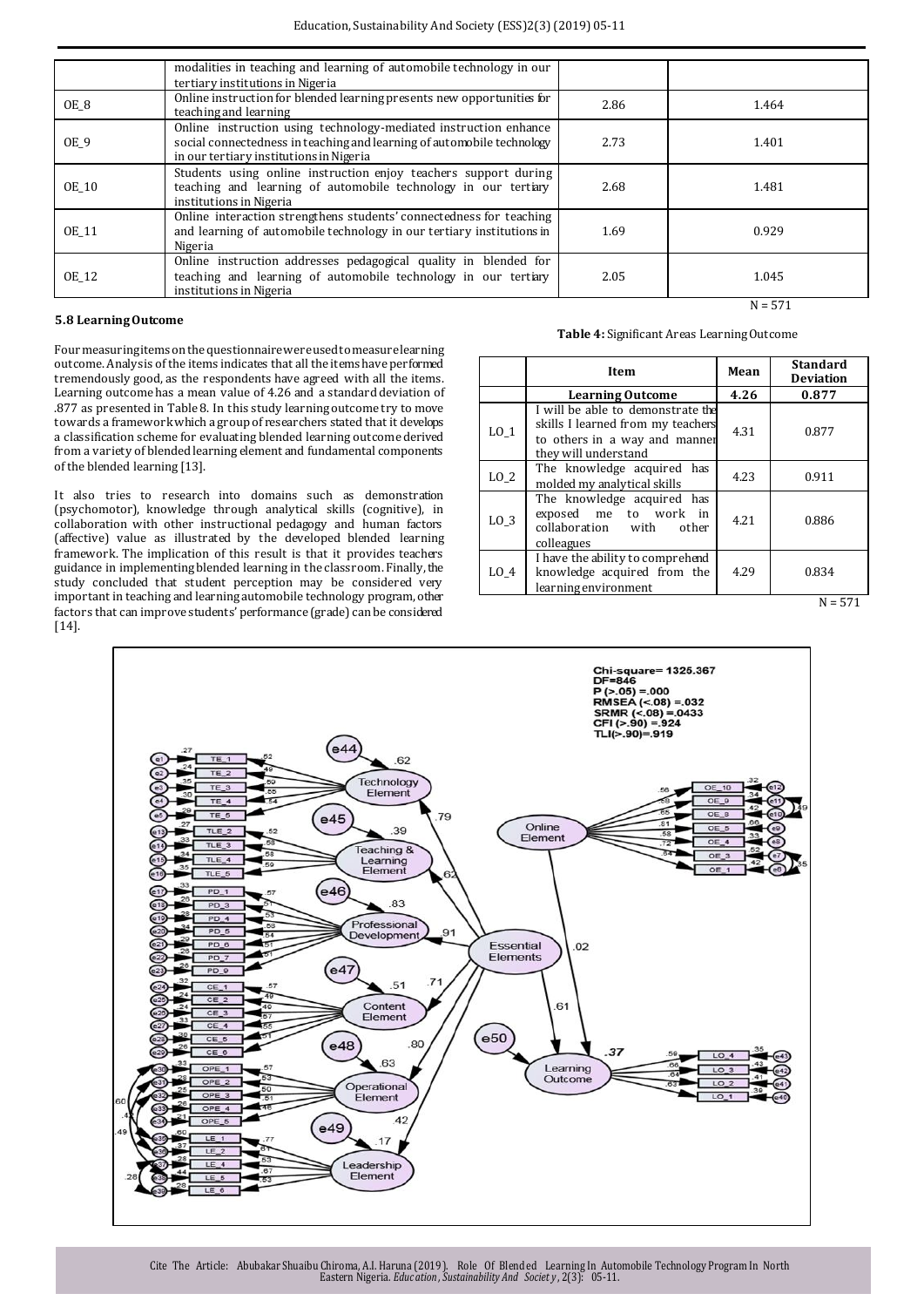| | | | |
|---|---|---|---|
| | modalities in teaching and learning of automobile technology in our tertiary institutions in Nigeria | | |
| OE_8 | Online instruction for blended learning presents new opportunities for teaching and learning | 2.86 | 1.464 |
| OE_9 | Online instruction using technology-mediated instruction enhance social connectedness in teaching and learning of automobile technology in our tertiary institutions in Nigeria | 2.73 | 1.401 |
| OE_10 | Students using online instruction enjoy teachers support during teaching and learning of automobile technology in our tertiary institutions in Nigeria | 2.68 | 1.481 |
| OE_11 | Online interaction strengthens students' connectedness for teaching and learning of automobile technology in our tertiary institutions in Nigeria | 1.69 | 0.929 |
| OE_12 | Online instruction addresses pedagogical quality in blended for teaching and learning of automobile technology in our tertiary institutions in Nigeria | 2.05 | 1.045 |

N = 571

### 5.8 Learning Outcome

Four measuring items on the questionnaire were used to measure learning outcome. Analysis of the items indicates that all the items have performed tremendously good, as the respondents have agreed with all the items. Learning outcome has a mean value of 4.26 and a standard deviation of .877 as presented in Table 8. In this study learning outcome try to move towards a framework which a group of researchers stated that it develops a classification scheme for evaluating blended learning outcome derived from a variety of blended learning element and fundamental components of the blended learning [13].

It also tries to research into domains such as demonstration (psychomotor), knowledge through analytical skills (cognitive), in collaboration with other instructional pedagogy and human factors (affective) value as illustrated by the developed blended learning framework. The implication of this result is that it provides teachers guidance in implementing blended learning in the classroom. Finally, the study concluded that student perception may be considered very important in teaching and learning automobile technology program, other factors that can improve students' performance (grade) can be considered [14].

**Table 4:** Significant Areas Learning Outcome

| | Item | Mean | Standard Deviation |
|---|---|---|---|
| | **Learning Outcome** | **4.26** | **0.877** |
| LO_1 | I will be able to demonstrate the skills I learned from my teachers to others in a way and manner they will understand | 4.31 | 0.877 |
| LO_2 | The knowledge acquired has molded my analytical skills | 4.23 | 0.911 |
| LO_3 | The knowledge acquired has exposed me to work in collaboration with other colleagues | 4.21 | 0.886 |
| LO_4 | I have the ability to comprehend knowledge acquired from the learning environment | 4.29 | 0.834 |

N = 571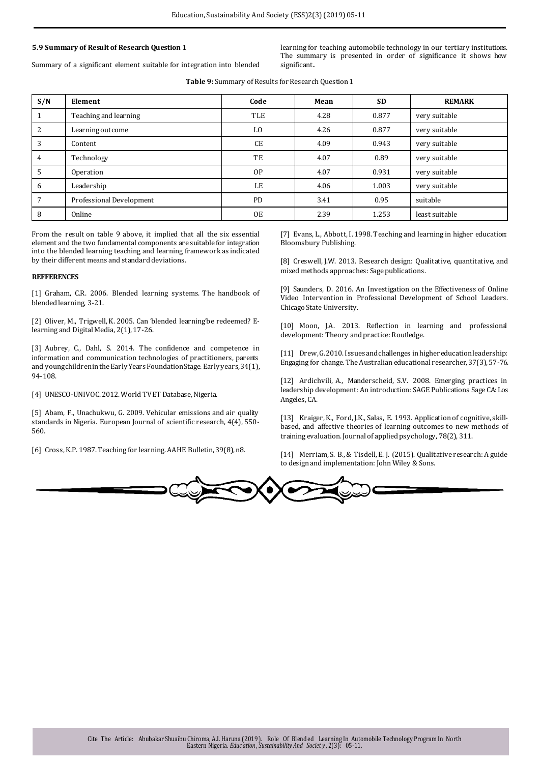### 5.9 Summary of Result of Research Question 1

Summary of a significant element suitable for integration into blended learning for teaching automobile technology in our tertiary institutions. The summary is presented in order of significance it shows how significant.

**Table 9:** Summary of Results for Research Question 1

| S/N | Element | Code | Mean | SD | REMARK |
|---|---|---|---|---|---|
| 1 | Teaching and learning | TLE | 4.28 | 0.877 | very suitable |
| 2 | Learning outcome | LO | 4.26 | 0.877 | very suitable |
| 3 | Content | CE | 4.09 | 0.943 | very suitable |
| 4 | Technology | TE | 4.07 | 0.89 | very suitable |
| 5 | Operation | OP | 4.07 | 0.931 | very suitable |
| 6 | Leadership | LE | 4.06 | 1.003 | very suitable |
| 7 | Professional Development | PD | 3.41 | 0.95 | suitable |
| 8 | Online | OE | 2.39 | 1.253 | least suitable |

From the result on table 9 above, it implied that all the six essential element and the two fundamental components are suitable for integration into the blended learning teaching and learning framework as indicated by their different means and standard deviations.

### REFFERENCES

[1] Graham, C.R. 2006. Blended learning systems. The handbook of blended learning, 3-21.

[2] Oliver, M., Trigwell, K. 2005. Can 'blended learning' be redeemed? E-learning and Digital Media, 2(1), 17-26.

[3] Aubrey, C., Dahl, S. 2014. The confidence and competence in information and communication technologies of practitioners, parents and young children in the Early Years Foundation Stage. Early years, 34(1), 94-108.

[4] UNESCO-UNIVOC. 2012. World TVET Database, Nigeria.

[5] Abam, F., Unachukwu, G. 2009. Vehicular emissions and air quality standards in Nigeria. European Journal of scientific research, 4(4), 550-560.

[6] Cross, K.P. 1987. Teaching for learning. AAHE Bulletin, 39(8), n8.

[7] Evans, L., Abbott, I. 1998. Teaching and learning in higher education: Bloomsbury Publishing.

[8] Creswell, J.W. 2013. Research design: Qualitative, quantitative, and mixed methods approaches: Sage publications.

[9] Saunders, D. 2016. An Investigation on the Effectiveness of Online Video Intervention in Professional Development of School Leaders. Chicago State University.

[10] Moon, J.A. 2013. Reflection in learning and professional development: Theory and practice: Routledge.

[11] Drew, G. 2010. Issues and challenges in higher education leadership: Engaging for change. The Australian educational researcher, 37(3), 57-76.

[12] Ardichvili, A., Manderscheid, S.V. 2008. Emerging practices in leadership development: An introduction: SAGE Publications Sage CA: Los Angeles, CA.

[13] Kraiger, K., Ford, J.K., Salas, E. 1993. Application of cognitive, skill-based, and affective theories of learning outcomes to new methods of training evaluation. Journal of applied psychology, 78(2), 311.

[14] Merriam, S. B., & Tisdell, E. J. (2015). Qualitative research: A guide to design and implementation: John Wiley & Sons.